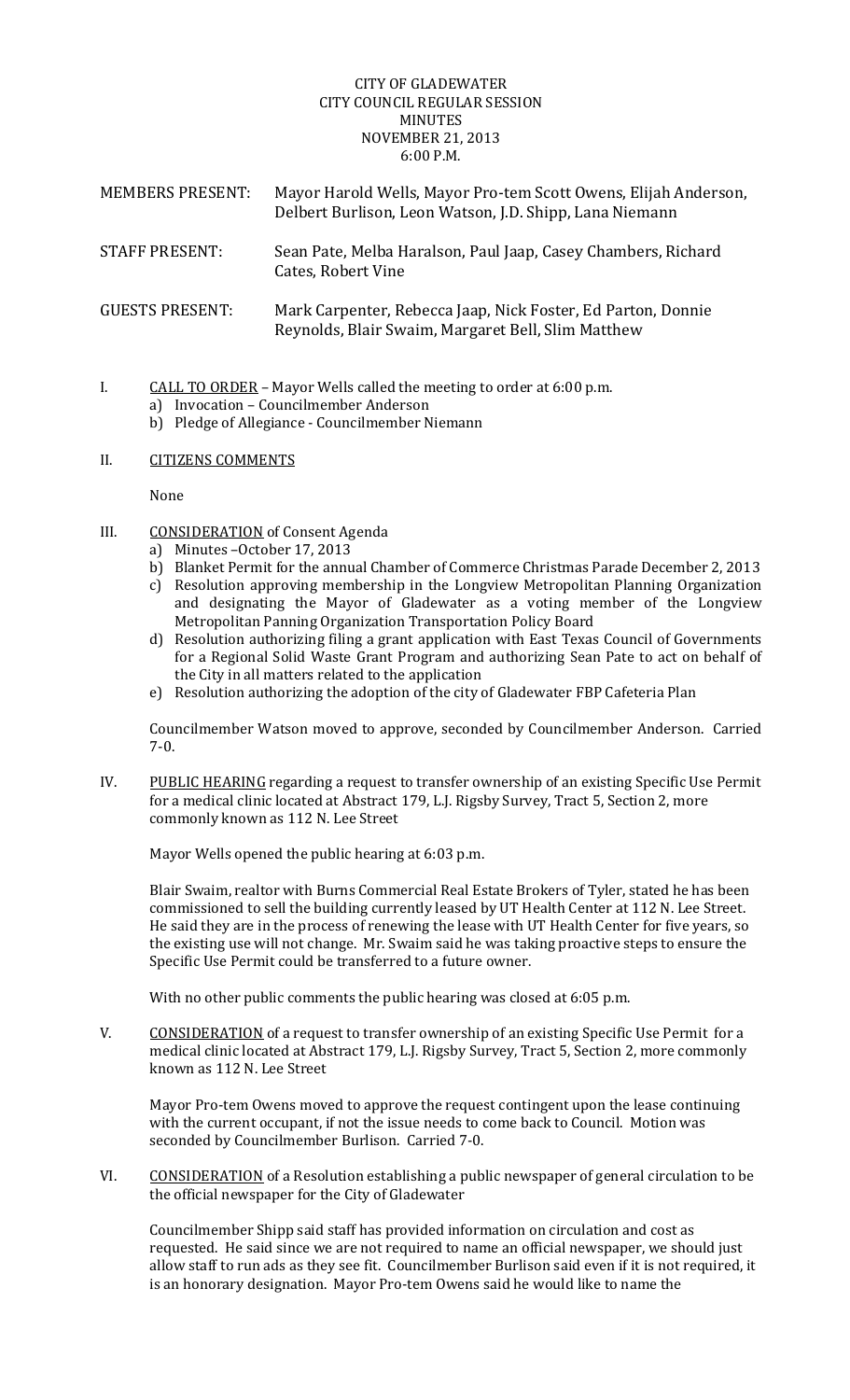CITY OF GLADEWATER
CITY COUNCIL REGULAR SESSION
MINUTES
NOVEMBER 21, 2013
6:00 P.M.

MEMBERS PRESENT: Mayor Harold Wells, Mayor Pro-tem Scott Owens, Elijah Anderson, Delbert Burlison, Leon Watson, J.D. Shipp, Lana Niemann

STAFF PRESENT: Sean Pate, Melba Haralson, Paul Jaap, Casey Chambers, Richard Cates, Robert Vine

GUESTS PRESENT: Mark Carpenter, Rebecca Jaap, Nick Foster, Ed Parton, Donnie Reynolds, Blair Swaim, Margaret Bell, Slim Matthew

I. CALL TO ORDER – Mayor Wells called the meeting to order at 6:00 p.m.
   a) Invocation – Councilmember Anderson
   b) Pledge of Allegiance - Councilmember Niemann

II. CITIZENS COMMENTS

None

III. CONSIDERATION of Consent Agenda
   a) Minutes –October 17, 2013
   b) Blanket Permit for the annual Chamber of Commerce Christmas Parade December 2, 2013
   c) Resolution approving membership in the Longview Metropolitan Planning Organization and designating the Mayor of Gladewater as a voting member of the Longview Metropolitan Panning Organization Transportation Policy Board
   d) Resolution authorizing filing a grant application with East Texas Council of Governments for a Regional Solid Waste Grant Program and authorizing Sean Pate to act on behalf of the City in all matters related to the application
   e) Resolution authorizing the adoption of the city of Gladewater FBP Cafeteria Plan

Councilmember Watson moved to approve, seconded by Councilmember Anderson. Carried 7-0.

IV. PUBLIC HEARING regarding a request to transfer ownership of an existing Specific Use Permit for a medical clinic located at Abstract 179, L.J. Rigsby Survey, Tract 5, Section 2, more commonly known as 112 N. Lee Street

Mayor Wells opened the public hearing at 6:03 p.m.

Blair Swaim, realtor with Burns Commercial Real Estate Brokers of Tyler, stated he has been commissioned to sell the building currently leased by UT Health Center at 112 N. Lee Street. He said they are in the process of renewing the lease with UT Health Center for five years, so the existing use will not change. Mr. Swaim said he was taking proactive steps to ensure the Specific Use Permit could be transferred to a future owner.

With no other public comments the public hearing was closed at 6:05 p.m.

V. CONSIDERATION of a request to transfer ownership of an existing Specific Use Permit for a medical clinic located at Abstract 179, L.J. Rigsby Survey, Tract 5, Section 2, more commonly known as 112 N. Lee Street

Mayor Pro-tem Owens moved to approve the request contingent upon the lease continuing with the current occupant, if not the issue needs to come back to Council. Motion was seconded by Councilmember Burlison. Carried 7-0.

VI. CONSIDERATION of a Resolution establishing a public newspaper of general circulation to be the official newspaper for the City of Gladewater

Councilmember Shipp said staff has provided information on circulation and cost as requested. He said since we are not required to name an official newspaper, we should just allow staff to run ads as they see fit. Councilmember Burlison said even if it is not required, it is an honorary designation. Mayor Pro-tem Owens said he would like to name the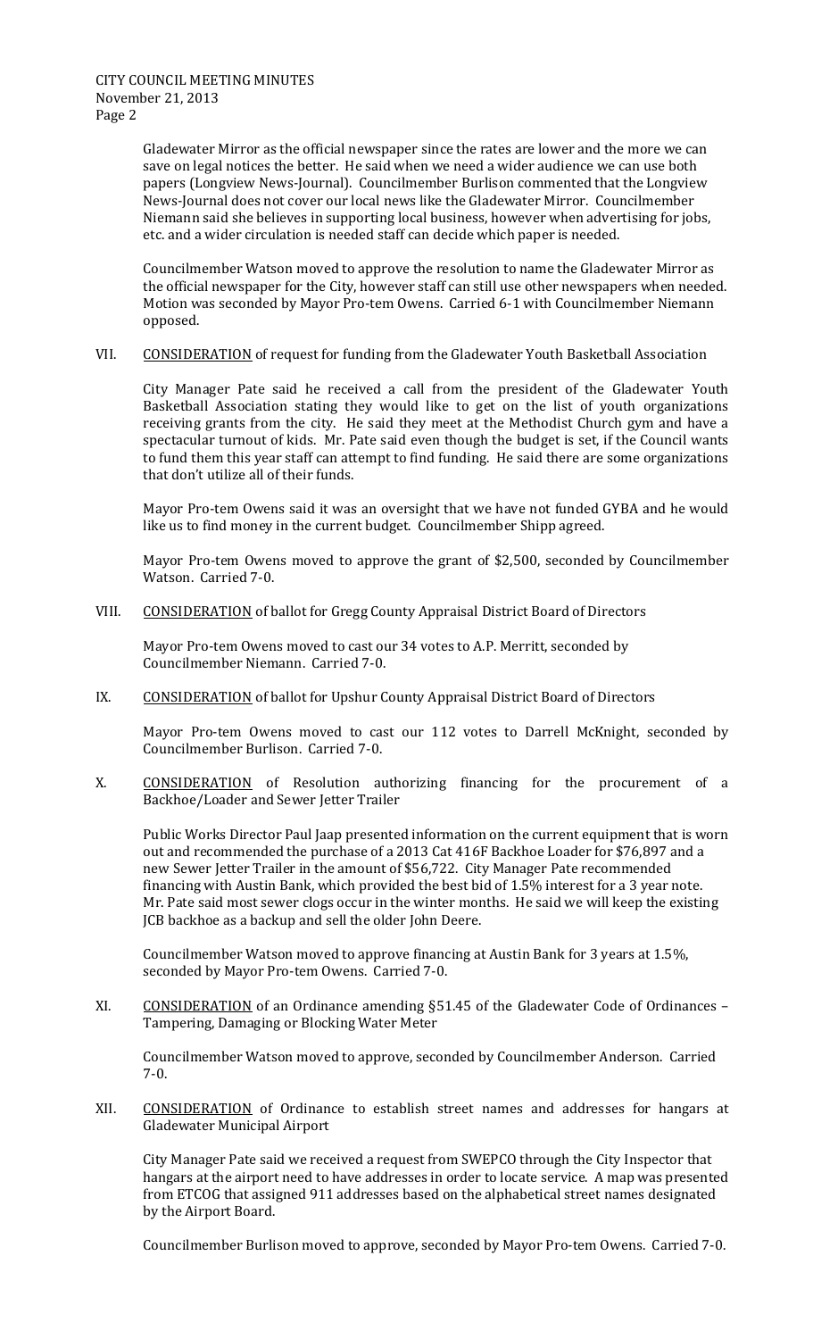Gladewater Mirror as the official newspaper since the rates are lower and the more we can save on legal notices the better. He said when we need a wider audience we can use both papers (Longview News-Journal). Councilmember Burlison commented that the Longview News-Journal does not cover our local news like the Gladewater Mirror. Councilmember Niemann said she believes in supporting local business, however when advertising for jobs, etc. and a wider circulation is needed staff can decide which paper is needed.

Councilmember Watson moved to approve the resolution to name the Gladewater Mirror as the official newspaper for the City, however staff can still use other newspapers when needed. Motion was seconded by Mayor Pro-tem Owens. Carried 6-1 with Councilmember Niemann opposed.

VII. CONSIDERATION of request for funding from the Gladewater Youth Basketball Association

City Manager Pate said he received a call from the president of the Gladewater Youth Basketball Association stating they would like to get on the list of youth organizations receiving grants from the city. He said they meet at the Methodist Church gym and have a spectacular turnout of kids. Mr. Pate said even though the budget is set, if the Council wants to fund them this year staff can attempt to find funding. He said there are some organizations that don't utilize all of their funds.

Mayor Pro-tem Owens said it was an oversight that we have not funded GYBA and he would like us to find money in the current budget. Councilmember Shipp agreed.

Mayor Pro-tem Owens moved to approve the grant of $2,500, seconded by Councilmember Watson. Carried 7-0.

VIII. CONSIDERATION of ballot for Gregg County Appraisal District Board of Directors

Mayor Pro-tem Owens moved to cast our 34 votes to A.P. Merritt, seconded by Councilmember Niemann. Carried 7-0.

IX. CONSIDERATION of ballot for Upshur County Appraisal District Board of Directors

Mayor Pro-tem Owens moved to cast our 112 votes to Darrell McKnight, seconded by Councilmember Burlison. Carried 7-0.

X. CONSIDERATION of Resolution authorizing financing for the procurement of a Backhoe/Loader and Sewer Jetter Trailer

Public Works Director Paul Jaap presented information on the current equipment that is worn out and recommended the purchase of a 2013 Cat 416F Backhoe Loader for $76,897 and a new Sewer Jetter Trailer in the amount of $56,722. City Manager Pate recommended financing with Austin Bank, which provided the best bid of 1.5% interest for a 3 year note. Mr. Pate said most sewer clogs occur in the winter months. He said we will keep the existing JCB backhoe as a backup and sell the older John Deere.

Councilmember Watson moved to approve financing at Austin Bank for 3 years at 1.5%, seconded by Mayor Pro-tem Owens. Carried 7-0.

XI. CONSIDERATION of an Ordinance amending §51.45 of the Gladewater Code of Ordinances – Tampering, Damaging or Blocking Water Meter

Councilmember Watson moved to approve, seconded by Councilmember Anderson. Carried 7-0.

XII. CONSIDERATION of Ordinance to establish street names and addresses for hangars at Gladewater Municipal Airport

City Manager Pate said we received a request from SWEPCO through the City Inspector that hangars at the airport need to have addresses in order to locate service. A map was presented from ETCOG that assigned 911 addresses based on the alphabetical street names designated by the Airport Board.

Councilmember Burlison moved to approve, seconded by Mayor Pro-tem Owens. Carried 7-0.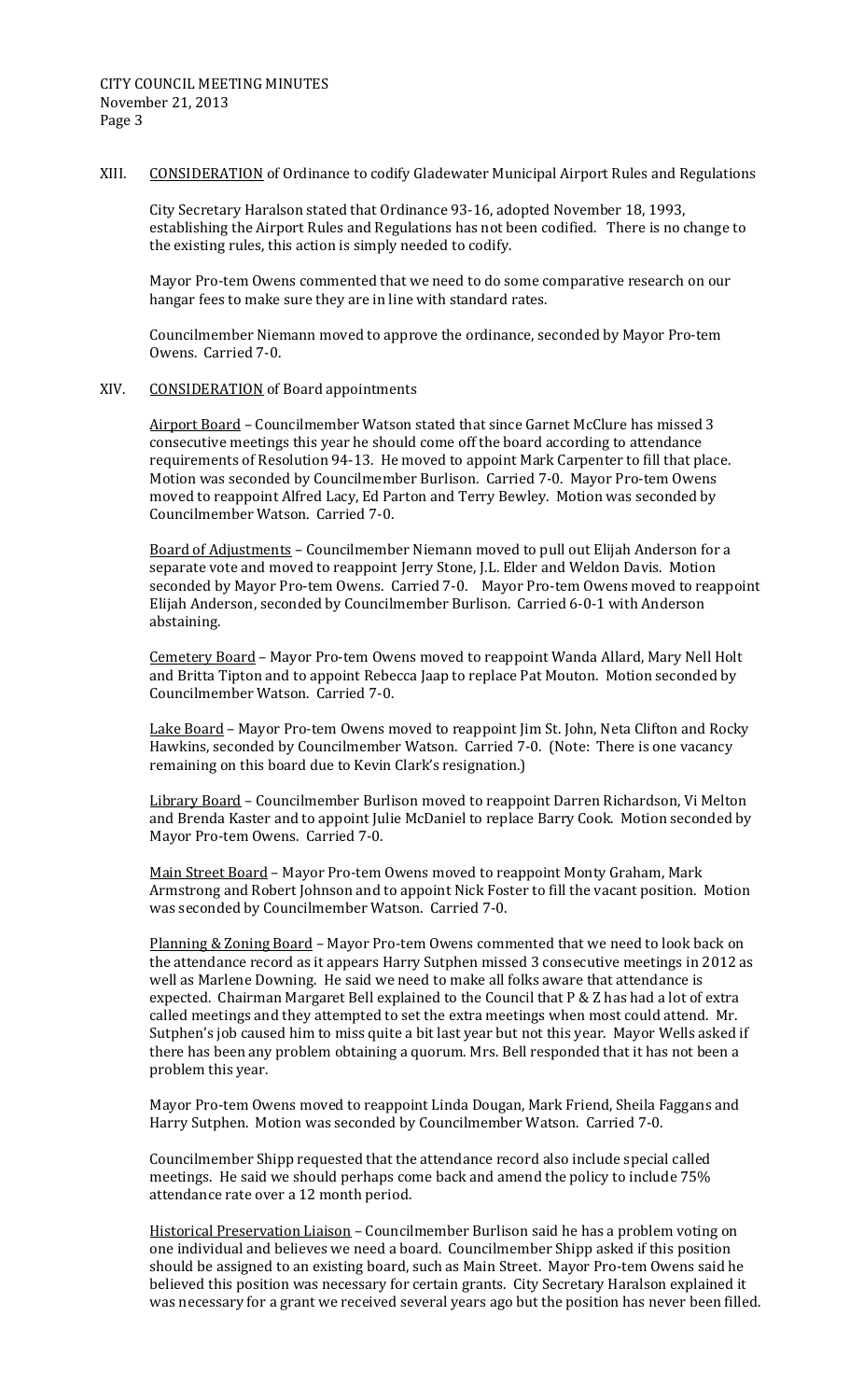XIII. CONSIDERATION of Ordinance to codify Gladewater Municipal Airport Rules and Regulations

City Secretary Haralson stated that Ordinance 93-16, adopted November 18, 1993, establishing the Airport Rules and Regulations has not been codified. There is no change to the existing rules, this action is simply needed to codify.

Mayor Pro-tem Owens commented that we need to do some comparative research on our hangar fees to make sure they are in line with standard rates.

Councilmember Niemann moved to approve the ordinance, seconded by Mayor Pro-tem Owens. Carried 7-0.

XIV. CONSIDERATION of Board appointments

Airport Board – Councilmember Watson stated that since Garnet McClure has missed 3 consecutive meetings this year he should come off the board according to attendance requirements of Resolution 94-13. He moved to appoint Mark Carpenter to fill that place. Motion was seconded by Councilmember Burlison. Carried 7-0. Mayor Pro-tem Owens moved to reappoint Alfred Lacy, Ed Parton and Terry Bewley. Motion was seconded by Councilmember Watson. Carried 7-0.

Board of Adjustments – Councilmember Niemann moved to pull out Elijah Anderson for a separate vote and moved to reappoint Jerry Stone, J.L. Elder and Weldon Davis. Motion seconded by Mayor Pro-tem Owens. Carried 7-0. Mayor Pro-tem Owens moved to reappoint Elijah Anderson, seconded by Councilmember Burlison. Carried 6-0-1 with Anderson abstaining.

Cemetery Board – Mayor Pro-tem Owens moved to reappoint Wanda Allard, Mary Nell Holt and Britta Tipton and to appoint Rebecca Jaap to replace Pat Mouton. Motion seconded by Councilmember Watson. Carried 7-0.

Lake Board – Mayor Pro-tem Owens moved to reappoint Jim St. John, Neta Clifton and Rocky Hawkins, seconded by Councilmember Watson. Carried 7-0. (Note: There is one vacancy remaining on this board due to Kevin Clark's resignation.)

Library Board – Councilmember Burlison moved to reappoint Darren Richardson, Vi Melton and Brenda Kaster and to appoint Julie McDaniel to replace Barry Cook. Motion seconded by Mayor Pro-tem Owens. Carried 7-0.

Main Street Board – Mayor Pro-tem Owens moved to reappoint Monty Graham, Mark Armstrong and Robert Johnson and to appoint Nick Foster to fill the vacant position. Motion was seconded by Councilmember Watson. Carried 7-0.

Planning & Zoning Board – Mayor Pro-tem Owens commented that we need to look back on the attendance record as it appears Harry Sutphen missed 3 consecutive meetings in 2012 as well as Marlene Downing. He said we need to make all folks aware that attendance is expected. Chairman Margaret Bell explained to the Council that P & Z has had a lot of extra called meetings and they attempted to set the extra meetings when most could attend. Mr. Sutphen's job caused him to miss quite a bit last year but not this year. Mayor Wells asked if there has been any problem obtaining a quorum. Mrs. Bell responded that it has not been a problem this year.

Mayor Pro-tem Owens moved to reappoint Linda Dougan, Mark Friend, Sheila Faggans and Harry Sutphen. Motion was seconded by Councilmember Watson. Carried 7-0.

Councilmember Shipp requested that the attendance record also include special called meetings. He said we should perhaps come back and amend the policy to include 75% attendance rate over a 12 month period.

Historical Preservation Liaison – Councilmember Burlison said he has a problem voting on one individual and believes we need a board. Councilmember Shipp asked if this position should be assigned to an existing board, such as Main Street. Mayor Pro-tem Owens said he believed this position was necessary for certain grants. City Secretary Haralson explained it was necessary for a grant we received several years ago but the position has never been filled.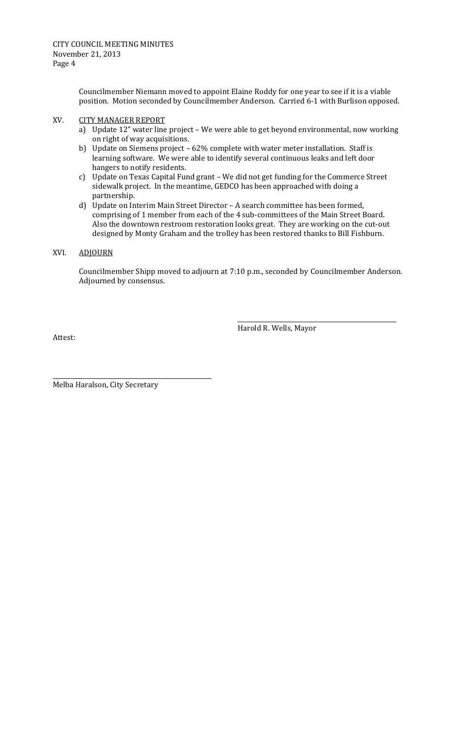Councilmember Niemann moved to appoint Elaine Roddy for one year to see if it is a viable position. Motion seconded by Councilmember Anderson. Carried 6-1 with Burlison opposed.

## XV. CITY MANAGER REPORT

a) Update 12" water line project – We were able to get beyond environmental, now working on right of way acquisitions.

b) Update on Siemens project – 62% complete with water meter installation. Staff is learning software. We were able to identify several continuous leaks and left door hangers to notify residents.

c) Update on Texas Capital Fund grant – We did not get funding for the Commerce Street sidewalk project. In the meantime, GEDCO has been approached with doing a partnership.

d) Update on Interim Main Street Director – A search committee has been formed, comprising of 1 member from each of the 4 sub-committees of the Main Street Board. Also the downtown restroom restoration looks great. They are working on the cut-out designed by Monty Graham and the trolley has been restored thanks to Bill Fishburn.

## XVI. ADJOURN

Councilmember Shipp moved to adjourn at 7:10 p.m., seconded by Councilmember Anderson. Adjourned by consensus.

Harold R. Wells, Mayor

Attest:

Melba Haralson, City Secretary